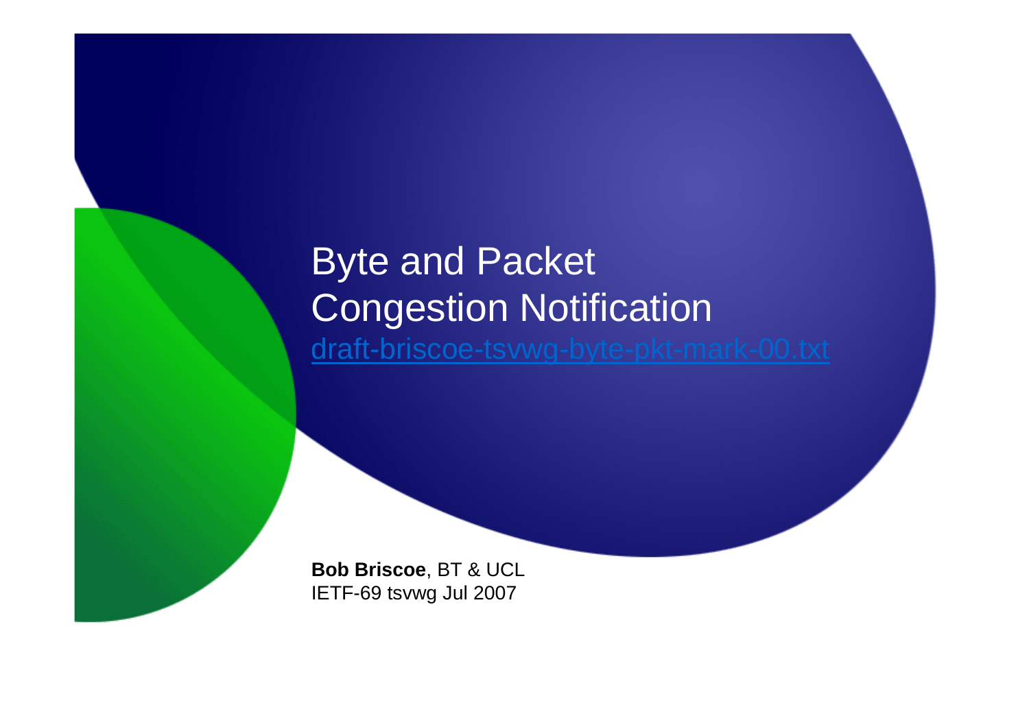# Byte and Packet Congestion Notification

draft-briscoe-tsvwg-byte-pkt-mark-00.txt

**Bob Briscoe**, BT & UCL
IETF-69 tsvwg Jul 2007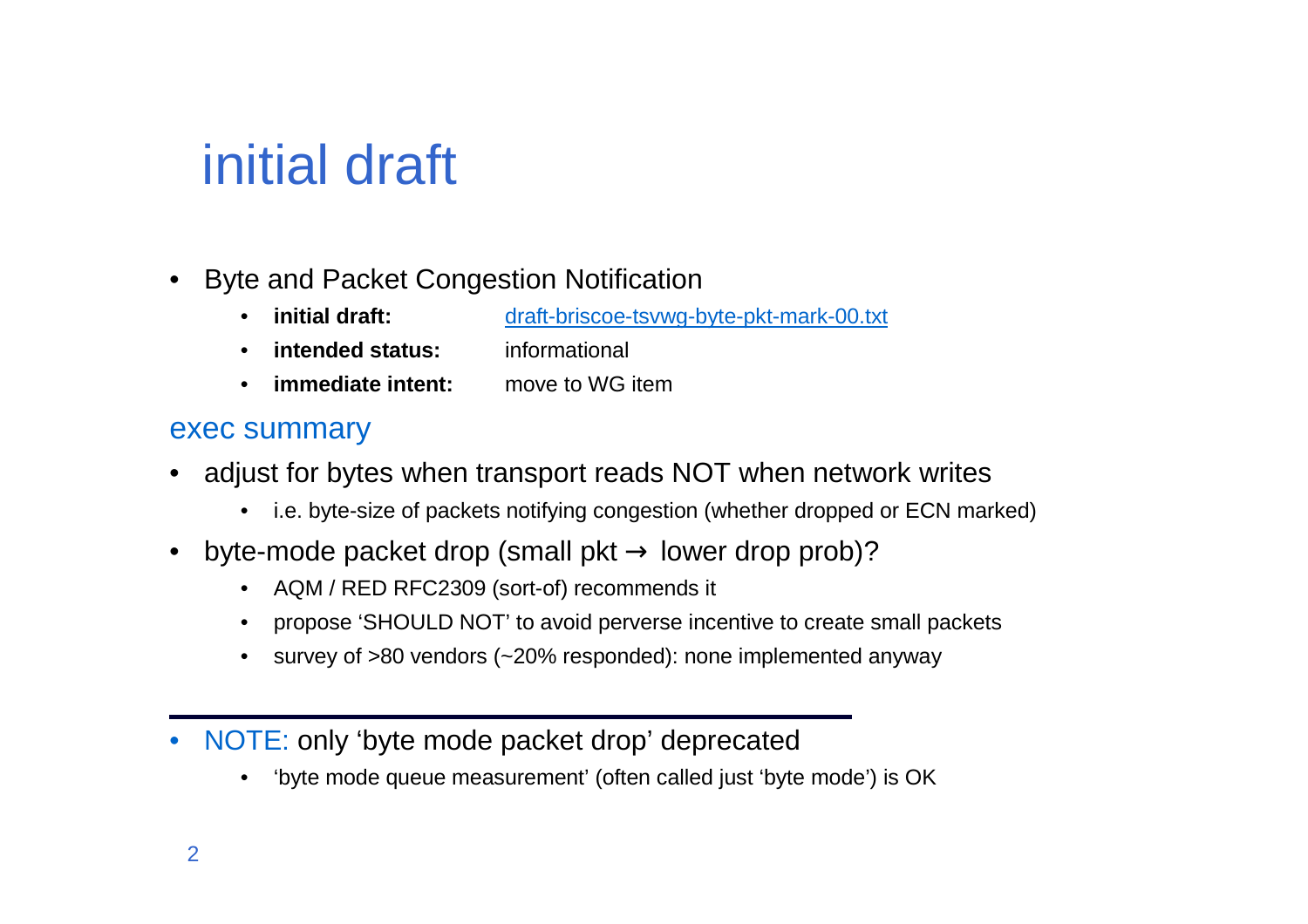# initial draft

- Byte and Packet Congestion Notification
  - **initial draft:** [draft-briscoe-tsvwg-byte-pkt-mark-00.txt](draft-briscoe-tsvwg-byte-pkt-mark-00.txt)
  - **intended status:** informational
  - **immediate intent:** move to WG item

## exec summary

- adjust for bytes when transport reads NOT when network writes
  - i.e. byte-size of packets notifying congestion (whether dropped or ECN marked)
- byte-mode packet drop (small pkt → lower drop prob)?
  - AQM / RED RFC2309 (sort-of) recommends it
  - propose 'SHOULD NOT' to avoid perverse incentive to create small packets
  - survey of >80 vendors (~20% responded): none implemented anyway

---

- NOTE: only 'byte mode packet drop' deprecated
  - 'byte mode queue measurement' (often called just 'byte mode') is OK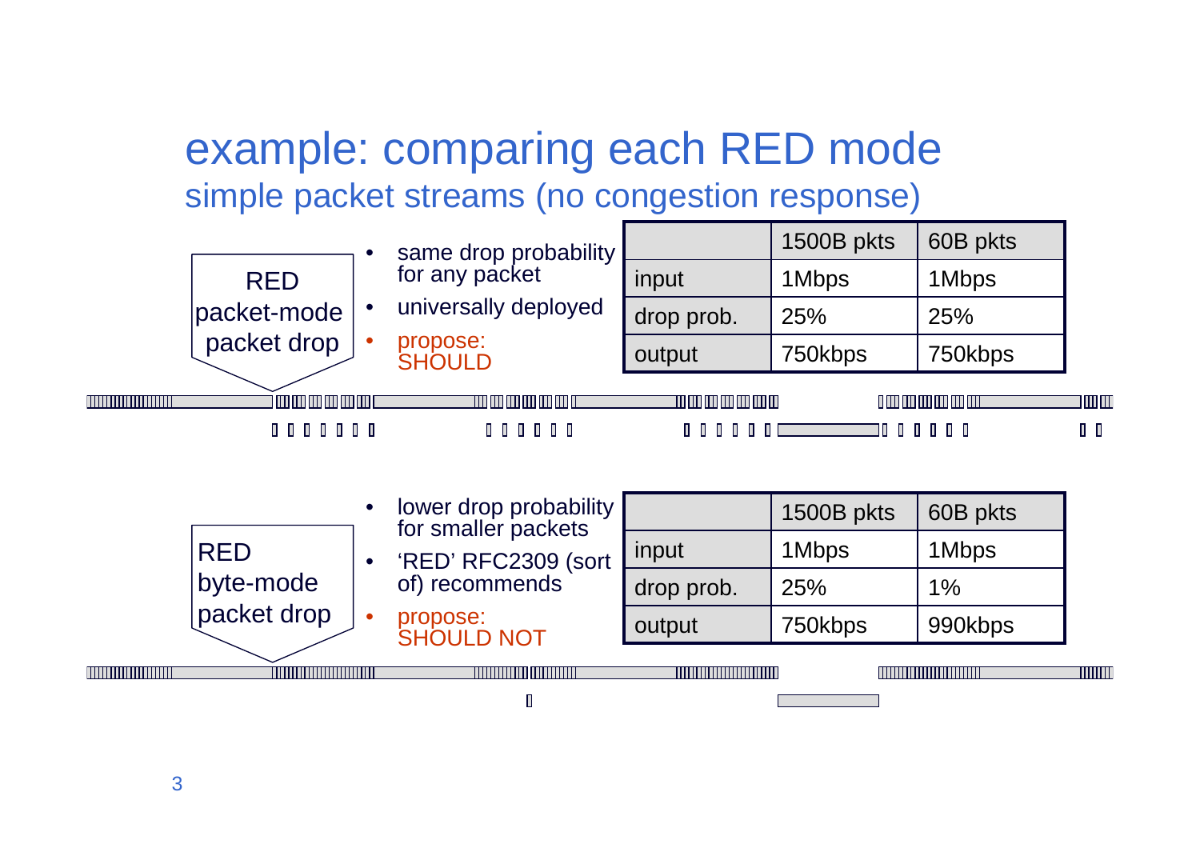# example: comparing each RED mode

## simple packet streams (no congestion response)

**RED packet-mode packet drop**

- same drop probability for any packet
- universally deployed
- propose: SHOULD

| | 1500B pkts | 60B pkts |
|---|---|---|
| input | 1Mbps | 1Mbps |
| drop prob. | 25% | 25% |
| output | 750kbps | 750kbps |

**RED byte-mode packet drop**

- lower drop probability for smaller packets
- 'RED' RFC2309 (sort of) recommends
- propose: SHOULD NOT

| | 1500B pkts | 60B pkts |
|---|---|---|
| input | 1Mbps | 1Mbps |
| drop prob. | 25% | 1% |
| output | 750kbps | 990kbps |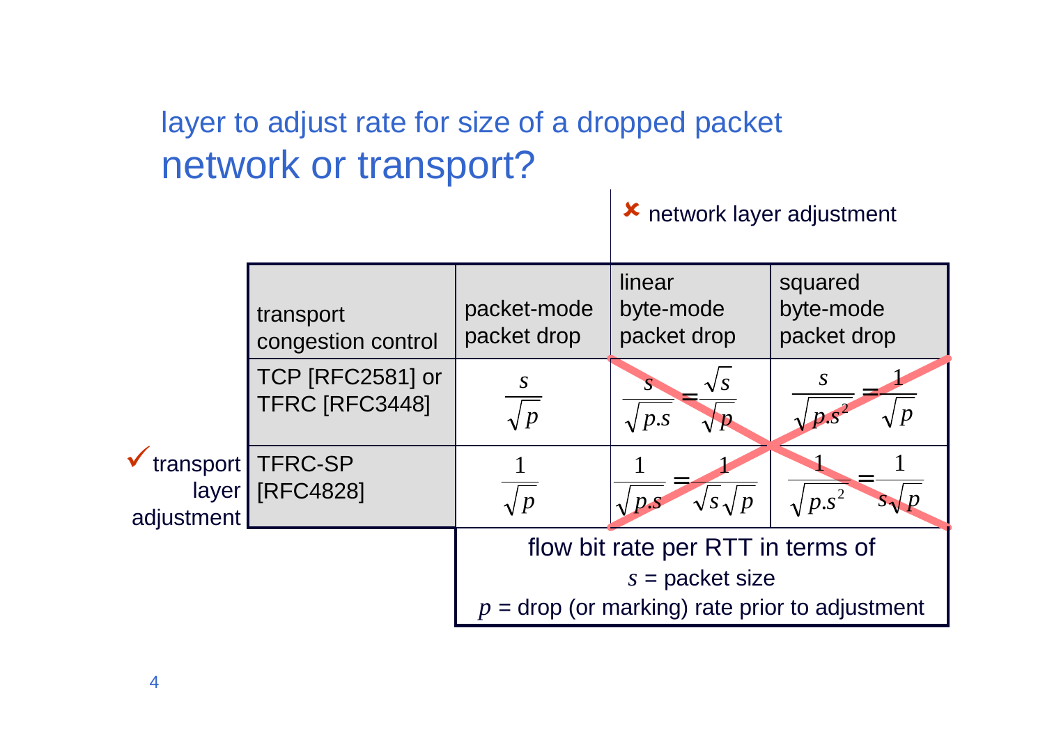layer to adjust rate for size of a dropped packet

# network or transport?

✘ network layer adjustment

| transport congestion control | packet-mode packet drop | linear byte-mode packet drop | squared byte-mode packet drop |
|---|---|---|---|
| TCP [RFC2581] or TFRC [RFC3448] | $\frac{s}{\sqrt{p}}$ | $\frac{s}{\sqrt{p.s}} = \frac{\sqrt{s}}{\sqrt{p}}$ | $\frac{s}{\sqrt{p.s^2}} = \frac{1}{\sqrt{p}}$ |
| TFRC-SP [RFC4828] | $\frac{1}{\sqrt{p}}$ | $\frac{1}{\sqrt{p.s}} = \frac{1}{\sqrt{s}\sqrt{p}}$ | $\frac{1}{\sqrt{p.s^2}} = \frac{1}{s\sqrt{p}}$ |

✓ transport layer adjustment

flow bit rate per RTT in terms of
$s$ = packet size
$p$ = drop (or marking) rate prior to adjustment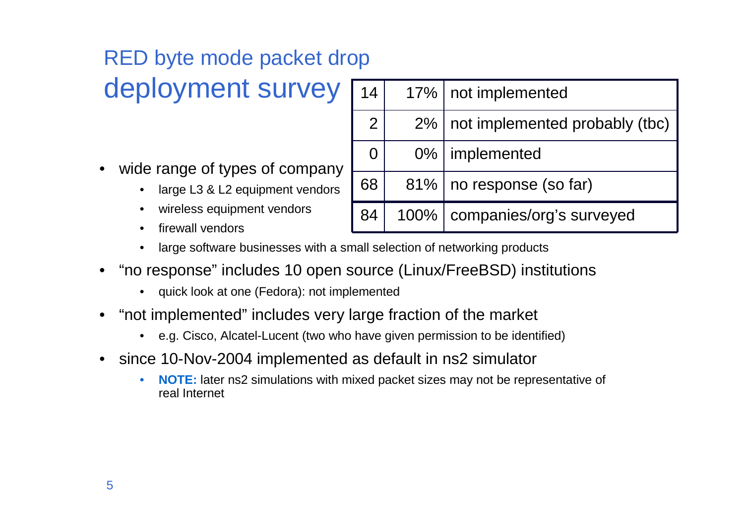# RED byte mode packet drop deployment survey

| | | |
|---|---|---|
| 14 | 17% | not implemented |
| 2 | 2% | not implemented probably (tbc) |
| 0 | 0% | implemented |
| 68 | 81% | no response (so far) |
| 84 | 100% | companies/org's surveyed |

- wide range of types of company
  - large L3 & L2 equipment vendors
  - wireless equipment vendors
  - firewall vendors
  - large software businesses with a small selection of networking products
- "no response" includes 10 open source (Linux/FreeBSD) institutions
  - quick look at one (Fedora): not implemented
- "not implemented" includes very large fraction of the market
  - e.g. Cisco, Alcatel-Lucent (two who have given permission to be identified)
- since 10-Nov-2004 implemented as default in ns2 simulator
  - **NOTE:** later ns2 simulations with mixed packet sizes may not be representative of real Internet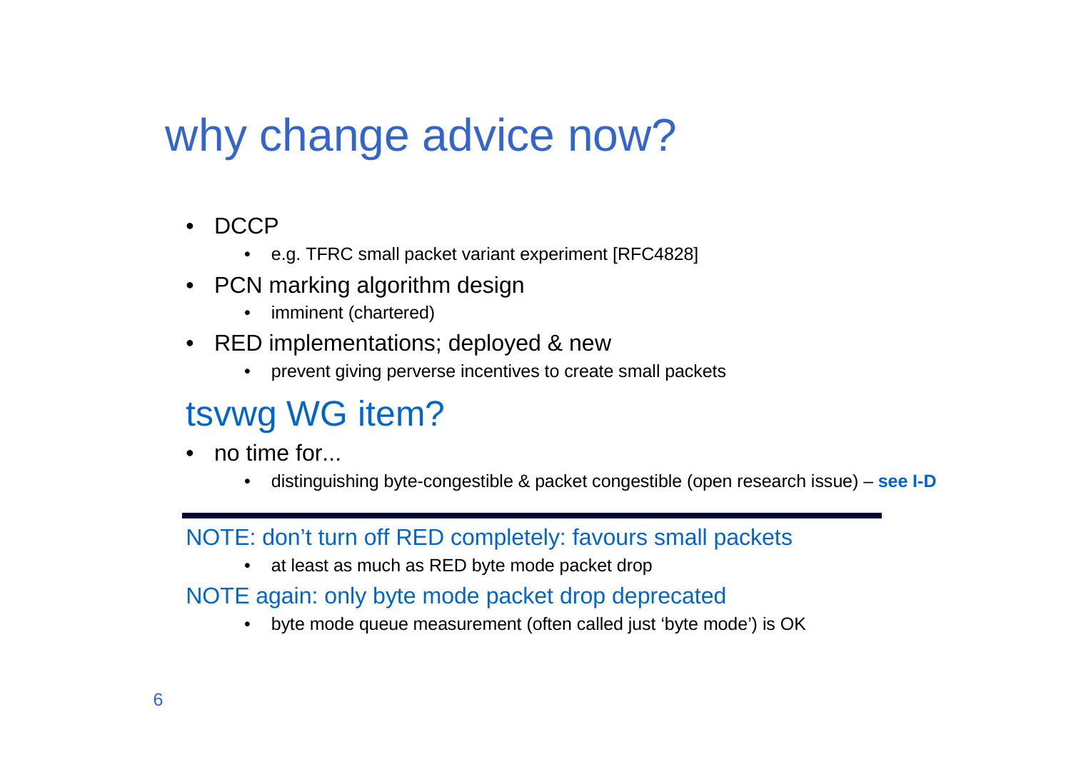# why change advice now?

- DCCP
  - e.g. TFRC small packet variant experiment [RFC4828]
- PCN marking algorithm design
  - imminent (chartered)
- RED implementations; deployed & new
  - prevent giving perverse incentives to create small packets

## tsvwg WG item?

- no time for...
  - distinguishing byte-congestible & packet congestible (open research issue) – **see I-D**

---

NOTE: don't turn off RED completely: favours small packets

- at least as much as RED byte mode packet drop

NOTE again: only byte mode packet drop deprecated

- byte mode queue measurement (often called just 'byte mode') is OK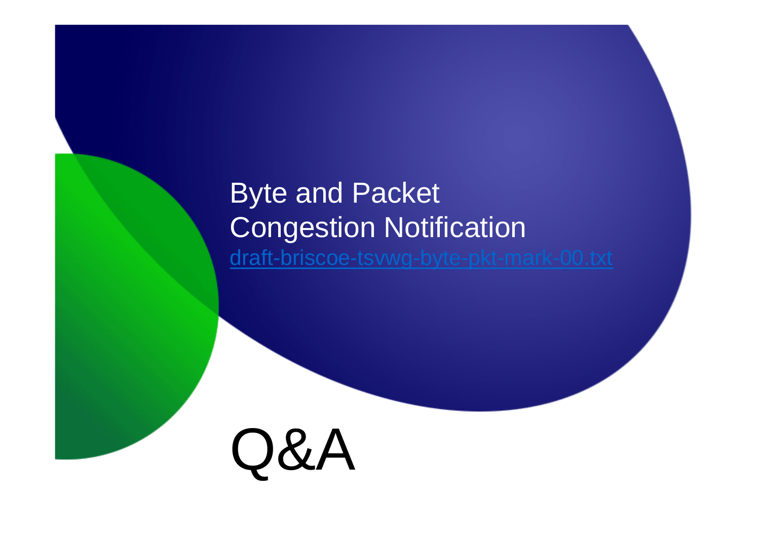# Byte and Packet Congestion Notification

draft-briscoe-tsvwg-byte-pkt-mark-00.txt

# Q&A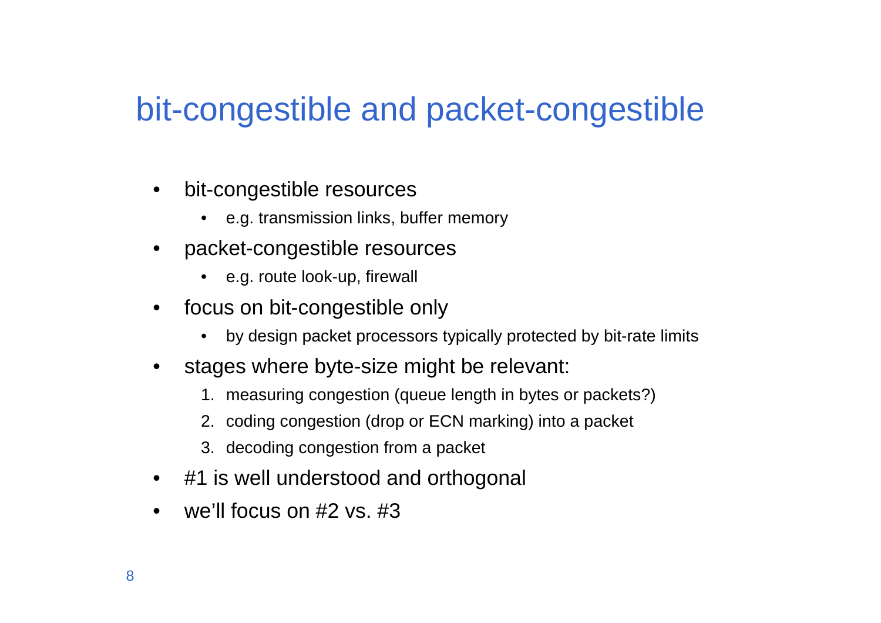# bit-congestible and packet-congestible

- bit-congestible resources
  - e.g. transmission links, buffer memory
- packet-congestible resources
  - e.g. route look-up, firewall
- focus on bit-congestible only
  - by design packet processors typically protected by bit-rate limits
- stages where byte-size might be relevant:
  1. measuring congestion (queue length in bytes or packets?)
  2. coding congestion (drop or ECN marking) into a packet
  3. decoding congestion from a packet
- #1 is well understood and orthogonal
- we'll focus on #2 vs. #3